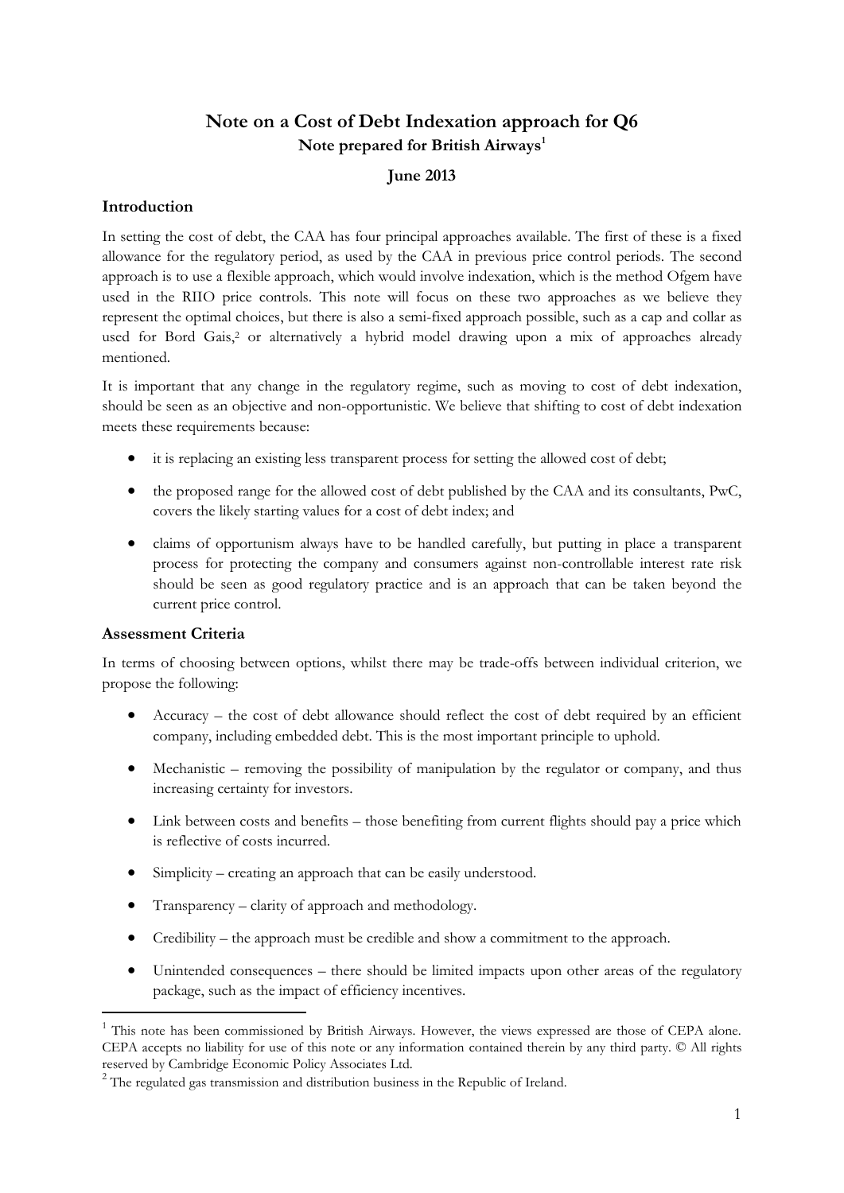# Note on a Cost of Debt Indexation approach for Q6

**Note prepared for British Airways[1]**

**June 2013**

## Introduction

In setting the cost of debt, the CAA has four principal approaches available. The first of these is a fixed allowance for the regulatory period, as used by the CAA in previous price control periods. The second approach is to use a flexible approach, which would involve indexation, which is the method Ofgem have used in the RIIO price controls. This note will focus on these two approaches as we believe they represent the optimal choices, but there is also a semi-fixed approach possible, such as a cap and collar as used for Bord Gais,[2] or alternatively a hybrid model drawing upon a mix of approaches already mentioned.

It is important that any change in the regulatory regime, such as moving to cost of debt indexation, should be seen as an objective and non-opportunistic. We believe that shifting to cost of debt indexation meets these requirements because:

- it is replacing an existing less transparent process for setting the allowed cost of debt;
- the proposed range for the allowed cost of debt published by the CAA and its consultants, PwC, covers the likely starting values for a cost of debt index; and
- claims of opportunism always have to be handled carefully, but putting in place a transparent process for protecting the company and consumers against non-controllable interest rate risk should be seen as good regulatory practice and is an approach that can be taken beyond the current price control.

## Assessment Criteria

In terms of choosing between options, whilst there may be trade-offs between individual criterion, we propose the following:

- Accuracy – the cost of debt allowance should reflect the cost of debt required by an efficient company, including embedded debt. This is the most important principle to uphold.
- Mechanistic – removing the possibility of manipulation by the regulator or company, and thus increasing certainty for investors.
- Link between costs and benefits – those benefiting from current flights should pay a price which is reflective of costs incurred.
- Simplicity – creating an approach that can be easily understood.
- Transparency – clarity of approach and methodology.
- Credibility – the approach must be credible and show a commitment to the approach.
- Unintended consequences – there should be limited impacts upon other areas of the regulatory package, such as the impact of efficiency incentives.

---

[1] This note has been commissioned by British Airways. However, the views expressed are those of CEPA alone. CEPA accepts no liability for use of this note or any information contained therein by any third party. © All rights reserved by Cambridge Economic Policy Associates Ltd.

[2] The regulated gas transmission and distribution business in the Republic of Ireland.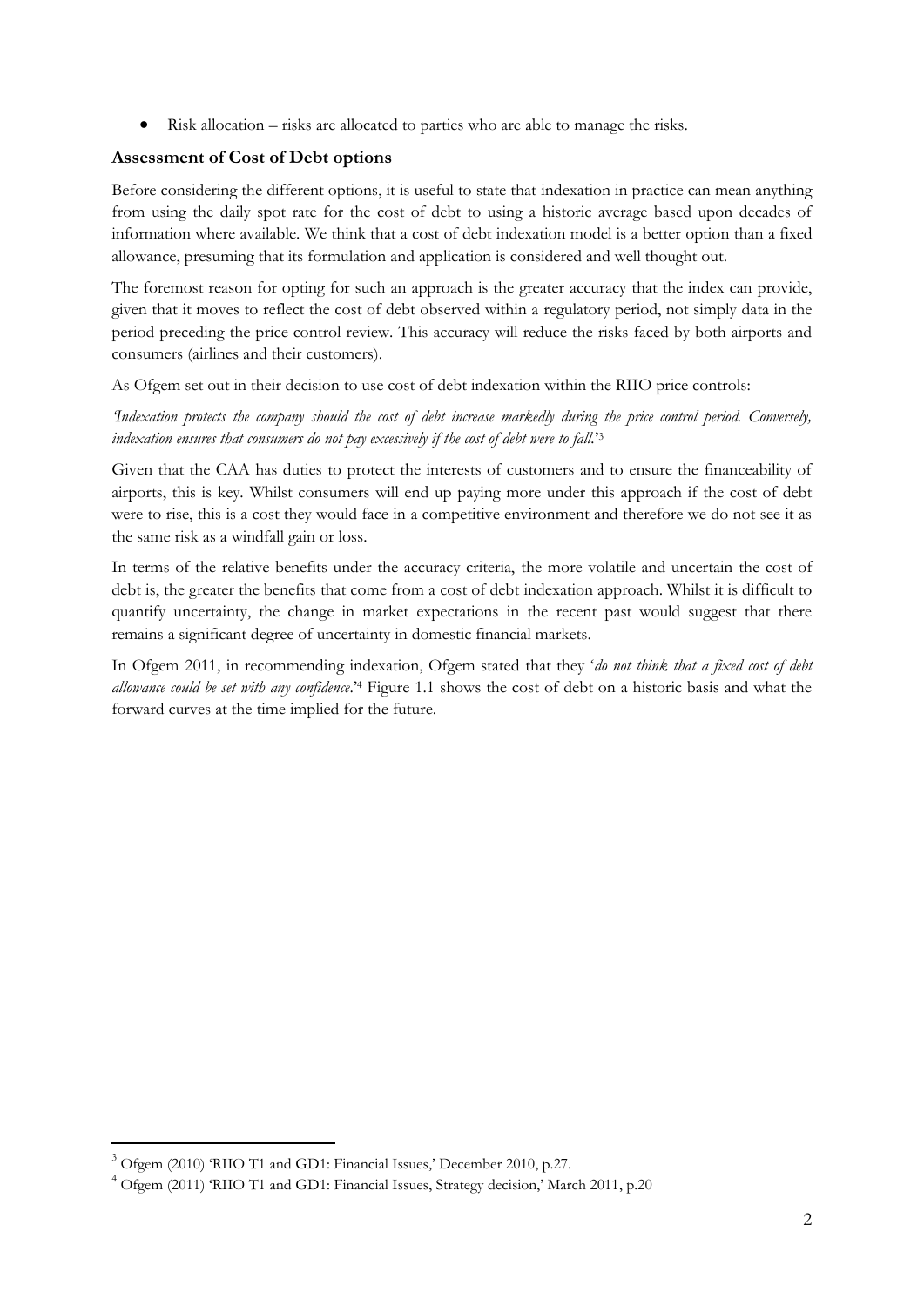- Risk allocation – risks are allocated to parties who are able to manage the risks.

### Assessment of Cost of Debt options

Before considering the different options, it is useful to state that indexation in practice can mean anything from using the daily spot rate for the cost of debt to using a historic average based upon decades of information where available. We think that a cost of debt indexation model is a better option than a fixed allowance, presuming that its formulation and application is considered and well thought out.

The foremost reason for opting for such an approach is the greater accuracy that the index can provide, given that it moves to reflect the cost of debt observed within a regulatory period, not simply data in the period preceding the price control review. This accuracy will reduce the risks faced by both airports and consumers (airlines and their customers).

As Ofgem set out in their decision to use cost of debt indexation within the RIIO price controls:

*'Indexation protects the company should the cost of debt increase markedly during the price control period. Conversely, indexation ensures that consumers do not pay excessively if the cost of debt were to fall.'*[3]

Given that the CAA has duties to protect the interests of customers and to ensure the financeability of airports, this is key. Whilst consumers will end up paying more under this approach if the cost of debt were to rise, this is a cost they would face in a competitive environment and therefore we do not see it as the same risk as a windfall gain or loss.

In terms of the relative benefits under the accuracy criteria, the more volatile and uncertain the cost of debt is, the greater the benefits that come from a cost of debt indexation approach. Whilst it is difficult to quantify uncertainty, the change in market expectations in the recent past would suggest that there remains a significant degree of uncertainty in domestic financial markets.

In Ofgem 2011, in recommending indexation, Ofgem stated that they '*do not think that a fixed cost of debt allowance could be set with any confidence*.'[4] Figure 1.1 shows the cost of debt on a historic basis and what the forward curves at the time implied for the future.

---

[3] Ofgem (2010) 'RIIO T1 and GD1: Financial Issues,' December 2010, p.27.

[4] Ofgem (2011) 'RIIO T1 and GD1: Financial Issues, Strategy decision,' March 2011, p.20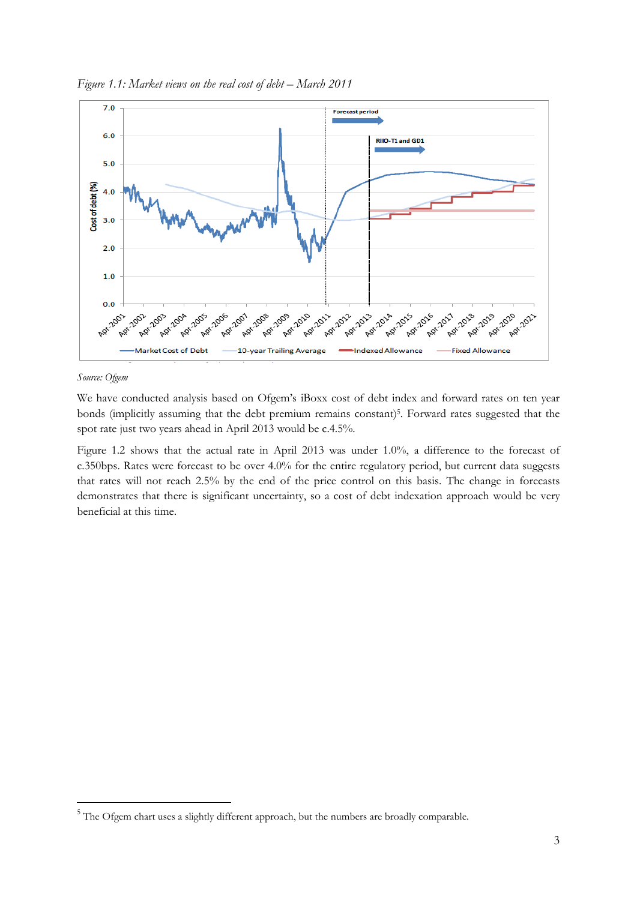*Figure 1.1: Market views on the real cost of debt – March 2011*

*Source: Ofgem*

We have conducted analysis based on Ofgem's iBoxx cost of debt index and forward rates on ten year bonds (implicitly assuming that the debt premium remains constant)[5]. Forward rates suggested that the spot rate just two years ahead in April 2013 would be c.4.5%.

Figure 1.2 shows that the actual rate in April 2013 was under 1.0%, a difference to the forecast of c.350bps. Rates were forecast to be over 4.0% for the entire regulatory period, but current data suggests that rates will not reach 2.5% by the end of the price control on this basis. The change in forecasts demonstrates that there is significant uncertainty, so a cost of debt indexation approach would be very beneficial at this time.

[5] The Ofgem chart uses a slightly different approach, but the numbers are broadly comparable.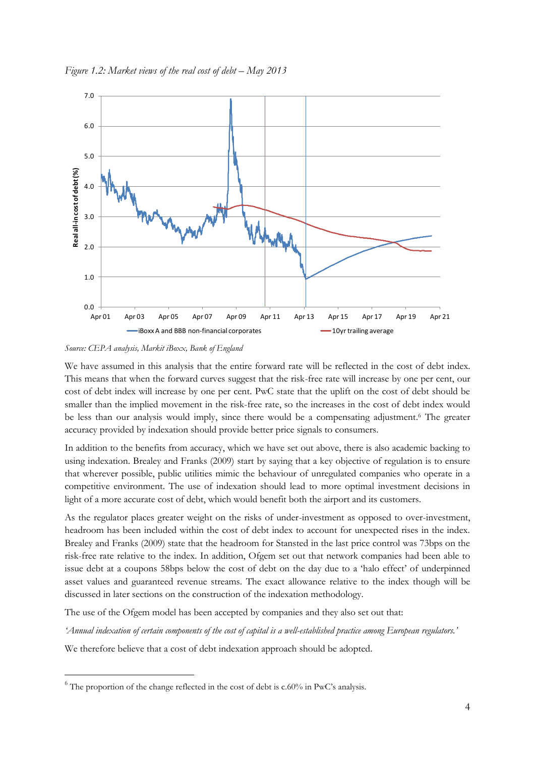*Figure 1.2: Market views of the real cost of debt – May 2013*

*Source: CEPA analysis, Markit iBoxx, Bank of England*

We have assumed in this analysis that the entire forward rate will be reflected in the cost of debt index. This means that when the forward curves suggest that the risk-free rate will increase by one per cent, our cost of debt index will increase by one per cent. PwC state that the uplift on the cost of debt should be smaller than the implied movement in the risk-free rate, so the increases in the cost of debt index would be less than our analysis would imply, since there would be a compensating adjustment.[6] The greater accuracy provided by indexation should provide better price signals to consumers.

In addition to the benefits from accuracy, which we have set out above, there is also academic backing to using indexation. Brealey and Franks (2009) start by saying that a key objective of regulation is to ensure that wherever possible, public utilities mimic the behaviour of unregulated companies who operate in a competitive environment. The use of indexation should lead to more optimal investment decisions in light of a more accurate cost of debt, which would benefit both the airport and its customers.

As the regulator places greater weight on the risks of under-investment as opposed to over-investment, headroom has been included within the cost of debt index to account for unexpected rises in the index. Brealey and Franks (2009) state that the headroom for Stansted in the last price control was 73bps on the risk-free rate relative to the index. In addition, Ofgem set out that network companies had been able to issue debt at a coupons 58bps below the cost of debt on the day due to a 'halo effect' of underpinned asset values and guaranteed revenue streams. The exact allowance relative to the index though will be discussed in later sections on the construction of the indexation methodology.

The use of the Ofgem model has been accepted by companies and they also set out that:

*'Annual indexation of certain components of the cost of capital is a well-established practice among European regulators.'*

We therefore believe that a cost of debt indexation approach should be adopted.

---

[6] The proportion of the change reflected in the cost of debt is c.60% in PwC's analysis.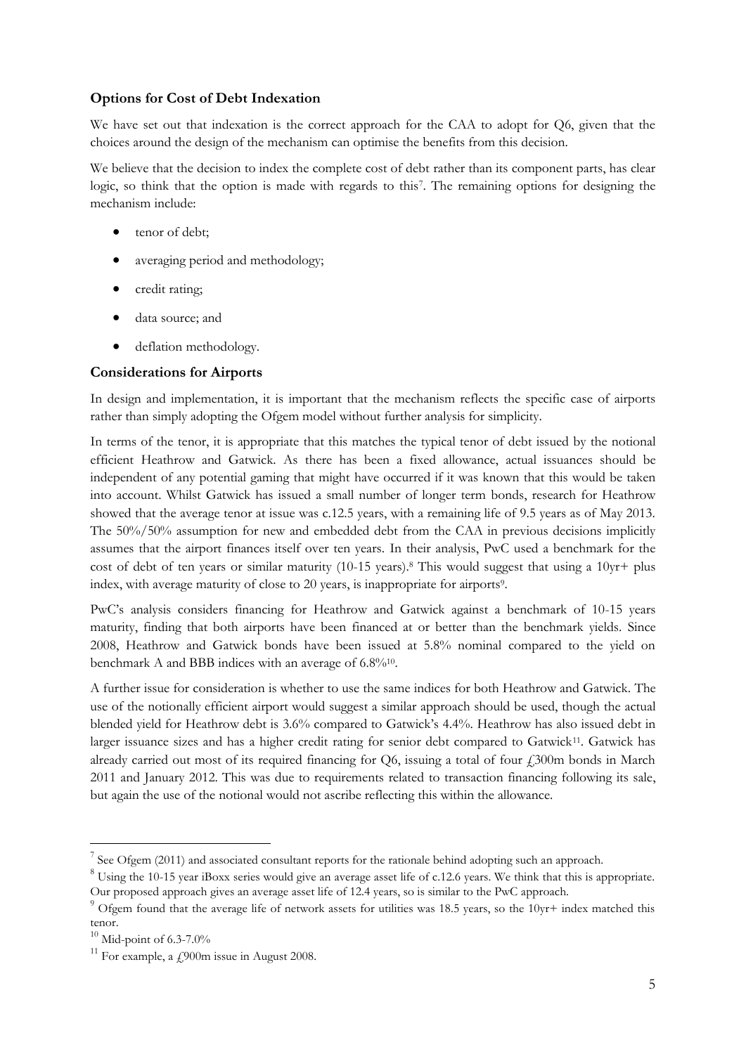## Options for Cost of Debt Indexation

We have set out that indexation is the correct approach for the CAA to adopt for Q6, given that the choices around the design of the mechanism can optimise the benefits from this decision.

We believe that the decision to index the complete cost of debt rather than its component parts, has clear logic, so think that the option is made with regards to this[7]. The remaining options for designing the mechanism include:

- tenor of debt;
- averaging period and methodology;
- credit rating;
- data source; and
- deflation methodology.

## Considerations for Airports

In design and implementation, it is important that the mechanism reflects the specific case of airports rather than simply adopting the Ofgem model without further analysis for simplicity.

In terms of the tenor, it is appropriate that this matches the typical tenor of debt issued by the notional efficient Heathrow and Gatwick. As there has been a fixed allowance, actual issuances should be independent of any potential gaming that might have occurred if it was known that this would be taken into account. Whilst Gatwick has issued a small number of longer term bonds, research for Heathrow showed that the average tenor at issue was c.12.5 years, with a remaining life of 9.5 years as of May 2013. The 50%/50% assumption for new and embedded debt from the CAA in previous decisions implicitly assumes that the airport finances itself over ten years. In their analysis, PwC used a benchmark for the cost of debt of ten years or similar maturity (10-15 years).[8] This would suggest that using a 10yr+ plus index, with average maturity of close to 20 years, is inappropriate for airports[9].

PwC's analysis considers financing for Heathrow and Gatwick against a benchmark of 10-15 years maturity, finding that both airports have been financed at or better than the benchmark yields. Since 2008, Heathrow and Gatwick bonds have been issued at 5.8% nominal compared to the yield on benchmark A and BBB indices with an average of 6.8%[10].

A further issue for consideration is whether to use the same indices for both Heathrow and Gatwick. The use of the notionally efficient airport would suggest a similar approach should be used, though the actual blended yield for Heathrow debt is 3.6% compared to Gatwick's 4.4%. Heathrow has also issued debt in larger issuance sizes and has a higher credit rating for senior debt compared to Gatwick[11]. Gatwick has already carried out most of its required financing for Q6, issuing a total of four £300m bonds in March 2011 and January 2012. This was due to requirements related to transaction financing following its sale, but again the use of the notional would not ascribe reflecting this within the allowance.

---

[7] See Ofgem (2011) and associated consultant reports for the rationale behind adopting such an approach.

[8] Using the 10-15 year iBoxx series would give an average asset life of c.12.6 years. We think that this is appropriate. Our proposed approach gives an average asset life of 12.4 years, so is similar to the PwC approach.

[9] Ofgem found that the average life of network assets for utilities was 18.5 years, so the 10yr+ index matched this tenor.

[10] Mid-point of 6.3-7.0%

[11] For example, a £900m issue in August 2008.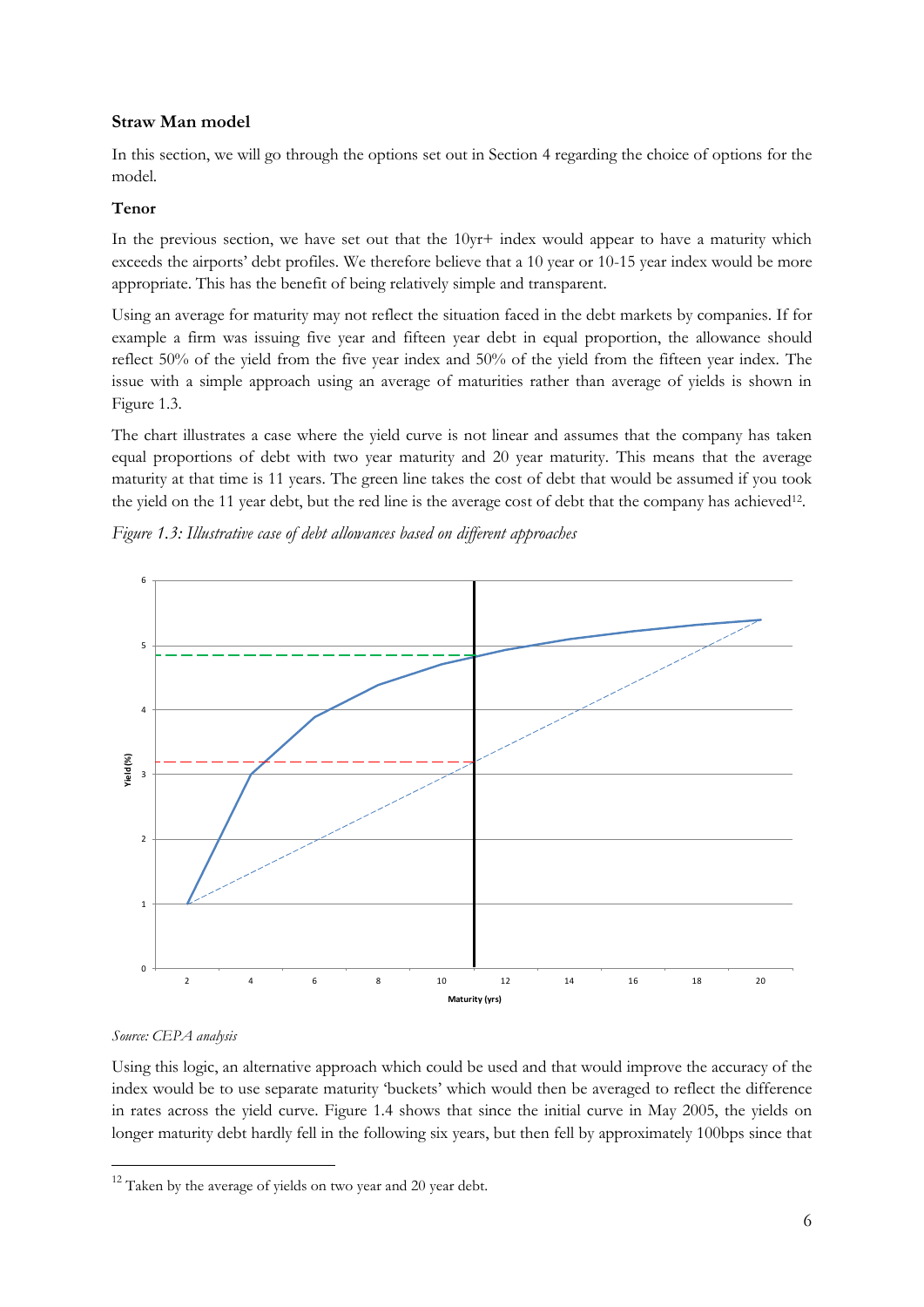**Straw Man model**

In this section, we will go through the options set out in Section 4 regarding the choice of options for the model.

**Tenor**

In the previous section, we have set out that the 10yr+ index would appear to have a maturity which exceeds the airports' debt profiles. We therefore believe that a 10 year or 10-15 year index would be more appropriate. This has the benefit of being relatively simple and transparent.

Using an average for maturity may not reflect the situation faced in the debt markets by companies. If for example a firm was issuing five year and fifteen year debt in equal proportion, the allowance should reflect 50% of the yield from the five year index and 50% of the yield from the fifteen year index. The issue with a simple approach using an average of maturities rather than average of yields is shown in Figure 1.3.

The chart illustrates a case where the yield curve is not linear and assumes that the company has taken equal proportions of debt with two year maturity and 20 year maturity. This means that the average maturity at that time is 11 years. The green line takes the cost of debt that would be assumed if you took the yield on the 11 year debt, but the red line is the average cost of debt that the company has achieved[12].

*Figure 1.3: Illustrative case of debt allowances based on different approaches*

*Source: CEPA analysis*

Using this logic, an alternative approach which could be used and that would improve the accuracy of the index would be to use separate maturity 'buckets' which would then be averaged to reflect the difference in rates across the yield curve. Figure 1.4 shows that since the initial curve in May 2005, the yields on longer maturity debt hardly fell in the following six years, but then fell by approximately 100bps since that

[12] Taken by the average of yields on two year and 20 year debt.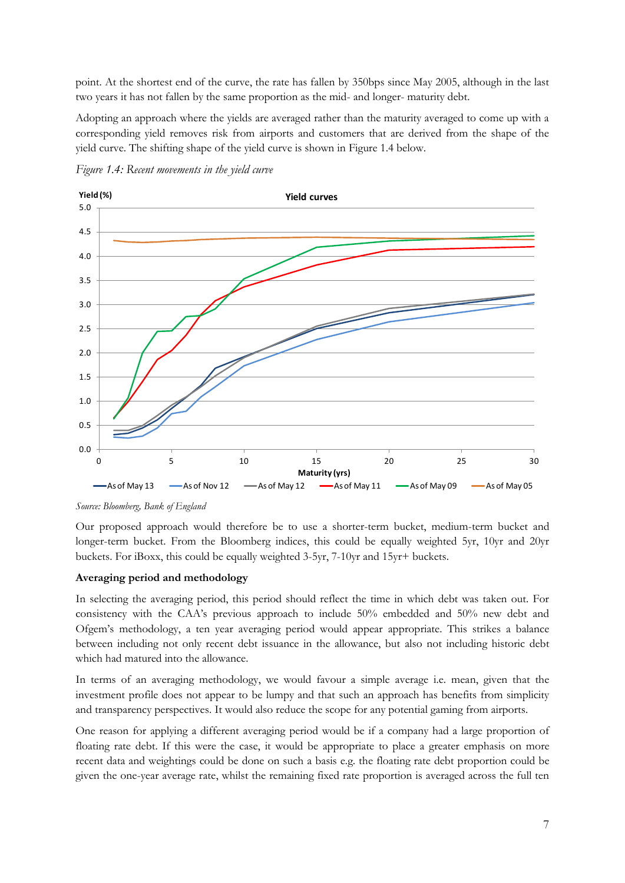point. At the shortest end of the curve, the rate has fallen by 350bps since May 2005, although in the last two years it has not fallen by the same proportion as the mid- and longer- maturity debt.

Adopting an approach where the yields are averaged rather than the maturity averaged to come up with a corresponding yield removes risk from airports and customers that are derived from the shape of the yield curve. The shifting shape of the yield curve is shown in Figure 1.4 below.

*Figure 1.4: Recent movements in the yield curve*

*Source: Bloomberg, Bank of England*

Our proposed approach would therefore be to use a shorter-term bucket, medium-term bucket and longer-term bucket. From the Bloomberg indices, this could be equally weighted 5yr, 10yr and 20yr buckets. For iBoxx, this could be equally weighted 3-5yr, 7-10yr and 15yr+ buckets.

**Averaging period and methodology**

In selecting the averaging period, this period should reflect the time in which debt was taken out. For consistency with the CAA's previous approach to include 50% embedded and 50% new debt and Ofgem's methodology, a ten year averaging period would appear appropriate. This strikes a balance between including not only recent debt issuance in the allowance, but also not including historic debt which had matured into the allowance.

In terms of an averaging methodology, we would favour a simple average i.e. mean, given that the investment profile does not appear to be lumpy and that such an approach has benefits from simplicity and transparency perspectives. It would also reduce the scope for any potential gaming from airports.

One reason for applying a different averaging period would be if a company had a large proportion of floating rate debt. If this were the case, it would be appropriate to place a greater emphasis on more recent data and weightings could be done on such a basis e.g. the floating rate debt proportion could be given the one-year average rate, whilst the remaining fixed rate proportion is averaged across the full ten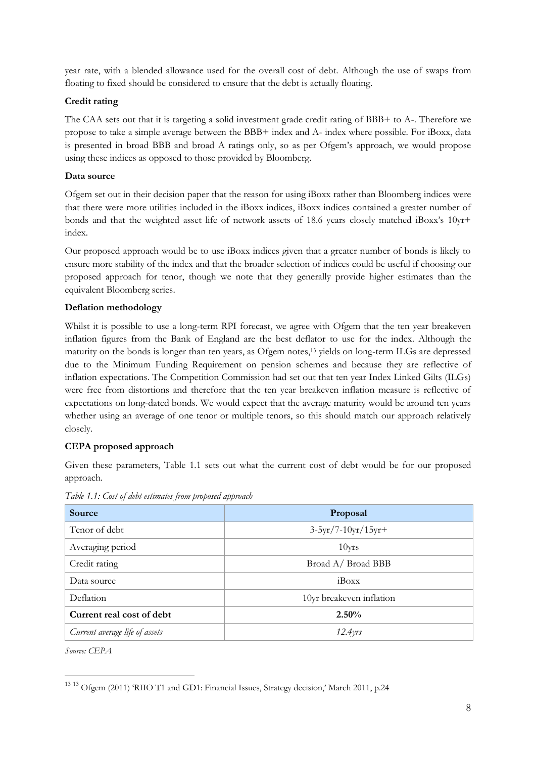year rate, with a blended allowance used for the overall cost of debt. Although the use of swaps from floating to fixed should be considered to ensure that the debt is actually floating.

**Credit rating**

The CAA sets out that it is targeting a solid investment grade credit rating of BBB+ to A-. Therefore we propose to take a simple average between the BBB+ index and A- index where possible. For iBoxx, data is presented in broad BBB and broad A ratings only, so as per Ofgem's approach, we would propose using these indices as opposed to those provided by Bloomberg.

**Data source**

Ofgem set out in their decision paper that the reason for using iBoxx rather than Bloomberg indices were that there were more utilities included in the iBoxx indices, iBoxx indices contained a greater number of bonds and that the weighted asset life of network assets of 18.6 years closely matched iBoxx's 10yr+ index.

Our proposed approach would be to use iBoxx indices given that a greater number of bonds is likely to ensure more stability of the index and that the broader selection of indices could be useful if choosing our proposed approach for tenor, though we note that they generally provide higher estimates than the equivalent Bloomberg series.

**Deflation methodology**

Whilst it is possible to use a long-term RPI forecast, we agree with Ofgem that the ten year breakeven inflation figures from the Bank of England are the best deflator to use for the index. Although the maturity on the bonds is longer than ten years, as Ofgem notes,[13] yields on long-term ILGs are depressed due to the Minimum Funding Requirement on pension schemes and because they are reflective of inflation expectations. The Competition Commission had set out that ten year Index Linked Gilts (ILGs) were free from distortions and therefore that the ten year breakeven inflation measure is reflective of expectations on long-dated bonds. We would expect that the average maturity would be around ten years whether using an average of one tenor or multiple tenors, so this should match our approach relatively closely.

**CEPA proposed approach**

Given these parameters, Table 1.1 sets out what the current cost of debt would be for our proposed approach.

*Table 1.1: Cost of debt estimates from proposed approach*

| Source | Proposal |
|---|---|
| Tenor of debt | 3-5yr/7-10yr/15yr+ |
| Averaging period | 10yrs |
| Credit rating | Broad A/ Broad BBB |
| Data source | iBoxx |
| Deflation | 10yr breakeven inflation |
| **Current real cost of debt** | **2.50%** |
| *Current average life of assets* | *12.4yrs* |

*Source: CEPA*

[13] [13] Ofgem (2011) 'RIIO T1 and GD1: Financial Issues, Strategy decision,' March 2011, p.24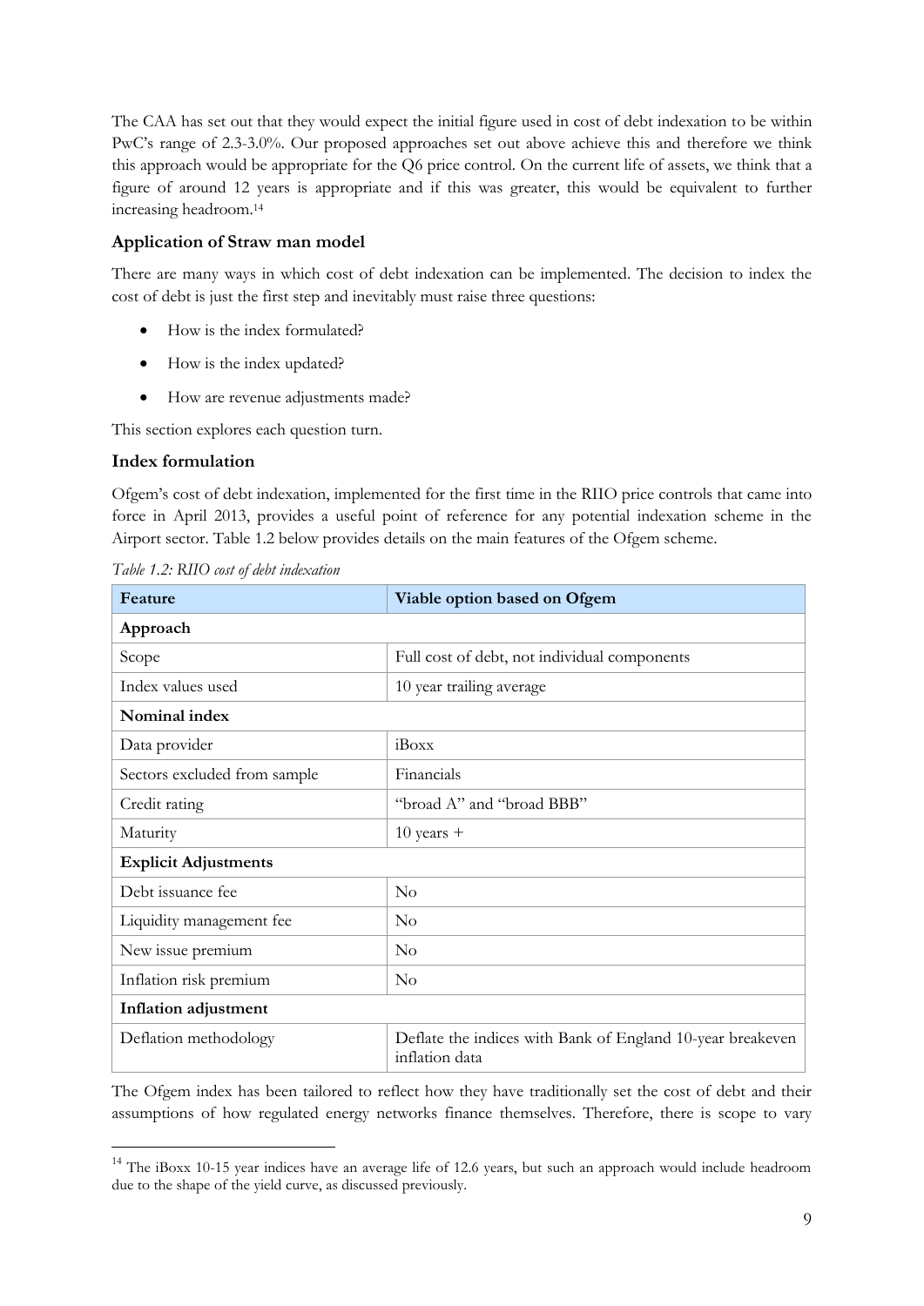The CAA has set out that they would expect the initial figure used in cost of debt indexation to be within PwC's range of 2.3-3.0%. Our proposed approaches set out above achieve this and therefore we think this approach would be appropriate for the Q6 price control. On the current life of assets, we think that a figure of around 12 years is appropriate and if this was greater, this would be equivalent to further increasing headroom.[14]

### Application of Straw man model

There are many ways in which cost of debt indexation can be implemented. The decision to index the cost of debt is just the first step and inevitably must raise three questions:

- How is the index formulated?
- How is the index updated?
- How are revenue adjustments made?

This section explores each question turn.

### Index formulation

Ofgem's cost of debt indexation, implemented for the first time in the RIIO price controls that came into force in April 2013, provides a useful point of reference for any potential indexation scheme in the Airport sector. Table 1.2 below provides details on the main features of the Ofgem scheme.

*Table 1.2: RIIO cost of debt indexation*

| Feature | Viable option based on Ofgem |
|---|---|
| **Approach** | |
| Scope | Full cost of debt, not individual components |
| Index values used | 10 year trailing average |
| **Nominal index** | |
| Data provider | iBoxx |
| Sectors excluded from sample | Financials |
| Credit rating | "broad A" and "broad BBB" |
| Maturity | 10 years + |
| **Explicit Adjustments** | |
| Debt issuance fee | No |
| Liquidity management fee | No |
| New issue premium | No |
| Inflation risk premium | No |
| **Inflation adjustment** | |
| Deflation methodology | Deflate the indices with Bank of England 10-year breakeven inflation data |

The Ofgem index has been tailored to reflect how they have traditionally set the cost of debt and their assumptions of how regulated energy networks finance themselves. Therefore, there is scope to vary

[14] The iBoxx 10-15 year indices have an average life of 12.6 years, but such an approach would include headroom due to the shape of the yield curve, as discussed previously.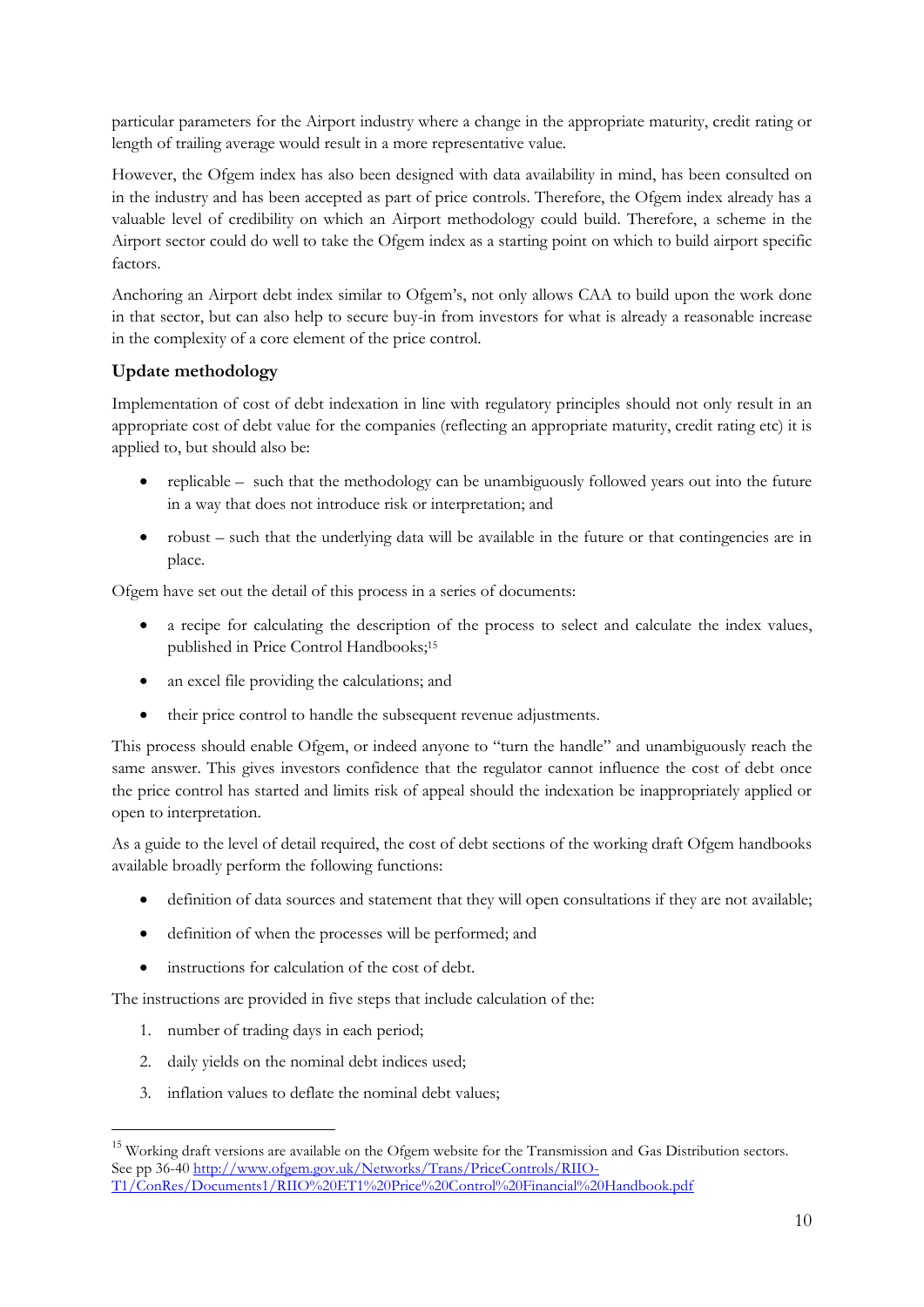particular parameters for the Airport industry where a change in the appropriate maturity, credit rating or length of trailing average would result in a more representative value.

However, the Ofgem index has also been designed with data availability in mind, has been consulted on in the industry and has been accepted as part of price controls. Therefore, the Ofgem index already has a valuable level of credibility on which an Airport methodology could build. Therefore, a scheme in the Airport sector could do well to take the Ofgem index as a starting point on which to build airport specific factors.

Anchoring an Airport debt index similar to Ofgem's, not only allows CAA to build upon the work done in that sector, but can also help to secure buy-in from investors for what is already a reasonable increase in the complexity of a core element of the price control.

### Update methodology

Implementation of cost of debt indexation in line with regulatory principles should not only result in an appropriate cost of debt value for the companies (reflecting an appropriate maturity, credit rating etc) it is applied to, but should also be:

- replicable – such that the methodology can be unambiguously followed years out into the future in a way that does not introduce risk or interpretation; and
- robust – such that the underlying data will be available in the future or that contingencies are in place.

Ofgem have set out the detail of this process in a series of documents:

- a recipe for calculating the description of the process to select and calculate the index values, published in Price Control Handbooks;[15]
- an excel file providing the calculations; and
- their price control to handle the subsequent revenue adjustments.

This process should enable Ofgem, or indeed anyone to "turn the handle" and unambiguously reach the same answer. This gives investors confidence that the regulator cannot influence the cost of debt once the price control has started and limits risk of appeal should the indexation be inappropriately applied or open to interpretation.

As a guide to the level of detail required, the cost of debt sections of the working draft Ofgem handbooks available broadly perform the following functions:

- definition of data sources and statement that they will open consultations if they are not available;
- definition of when the processes will be performed; and
- instructions for calculation of the cost of debt.

The instructions are provided in five steps that include calculation of the:

1. number of trading days in each period;
2. daily yields on the nominal debt indices used;
3. inflation values to deflate the nominal debt values;

---

[15] Working draft versions are available on the Ofgem website for the Transmission and Gas Distribution sectors. See pp 36-40 http://www.ofgem.gov.uk/Networks/Trans/PriceControls/RIIO-T1/ConRes/Documents1/RIIO%20ET1%20Price%20Control%20Financial%20Handbook.pdf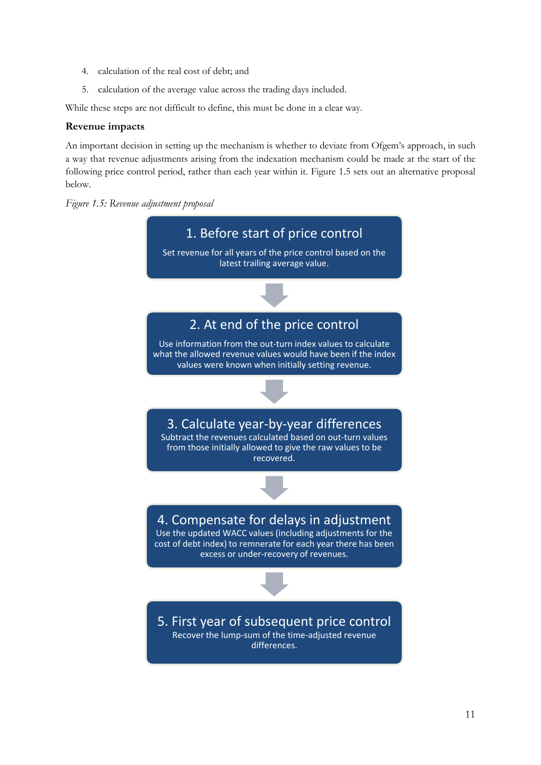4. calculation of the real cost of debt; and
5. calculation of the average value across the trading days included.

While these steps are not difficult to define, this must be done in a clear way.

### Revenue impacts

An important decision in setting up the mechanism is whether to deviate from Ofgem's approach, in such a way that revenue adjustments arising from the indexation mechanism could be made at the start of the following price control period, rather than each year within it. Figure 1.5 sets out an alternative proposal below.

*Figure 1.5: Revenue adjustment proposal*

**1. Before start of price control**

Set revenue for all years of the price control based on the latest trailing average value.

↓

**2. At end of the price control**

Use information from the out-turn index values to calculate what the allowed revenue values would have been if the index values were known when initially setting revenue.

↓

**3. Calculate year-by-year differences**

Subtract the revenues calculated based on out-turn values from those initially allowed to give the raw values to be recovered.

↓

**4. Compensate for delays in adjustment**

Use the updated WACC values (including adjustments for the cost of debt index) to remnerate for each year there has been excess or under-recovery of revenues.

↓

**5. First year of subsequent price control**

Recover the lump-sum of the time-adjusted revenue differences.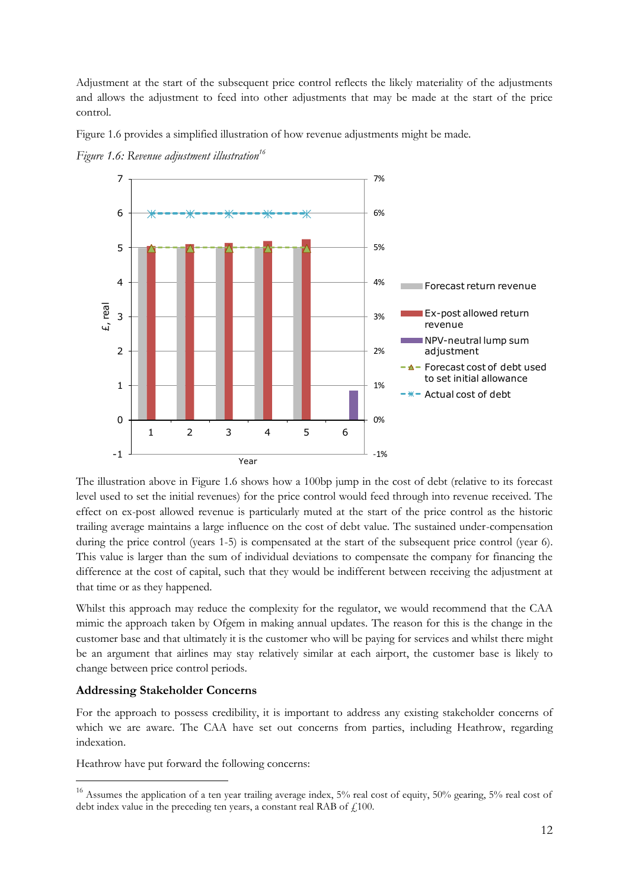Adjustment at the start of the subsequent price control reflects the likely materiality of the adjustments and allows the adjustment to feed into other adjustments that may be made at the start of the price control.

Figure 1.6 provides a simplified illustration of how revenue adjustments might be made.

*Figure 1.6: Revenue adjustment illustration*[16]

The illustration above in Figure 1.6 shows how a 100bp jump in the cost of debt (relative to its forecast level used to set the initial revenues) for the price control would feed through into revenue received. The effect on ex-post allowed revenue is particularly muted at the start of the price control as the historic trailing average maintains a large influence on the cost of debt value. The sustained under-compensation during the price control (years 1-5) is compensated at the start of the subsequent price control (year 6). This value is larger than the sum of individual deviations to compensate the company for financing the difference at the cost of capital, such that they would be indifferent between receiving the adjustment at that time or as they happened.

Whilst this approach may reduce the complexity for the regulator, we would recommend that the CAA mimic the approach taken by Ofgem in making annual updates. The reason for this is the change in the customer base and that ultimately it is the customer who will be paying for services and whilst there might be an argument that airlines may stay relatively similar at each airport, the customer base is likely to change between price control periods.

### Addressing Stakeholder Concerns

For the approach to possess credibility, it is important to address any existing stakeholder concerns of which we are aware. The CAA have set out concerns from parties, including Heathrow, regarding indexation.

Heathrow have put forward the following concerns:

---

[16] Assumes the application of a ten year trailing average index, 5% real cost of equity, 50% gearing, 5% real cost of debt index value in the preceding ten years, a constant real RAB of £100.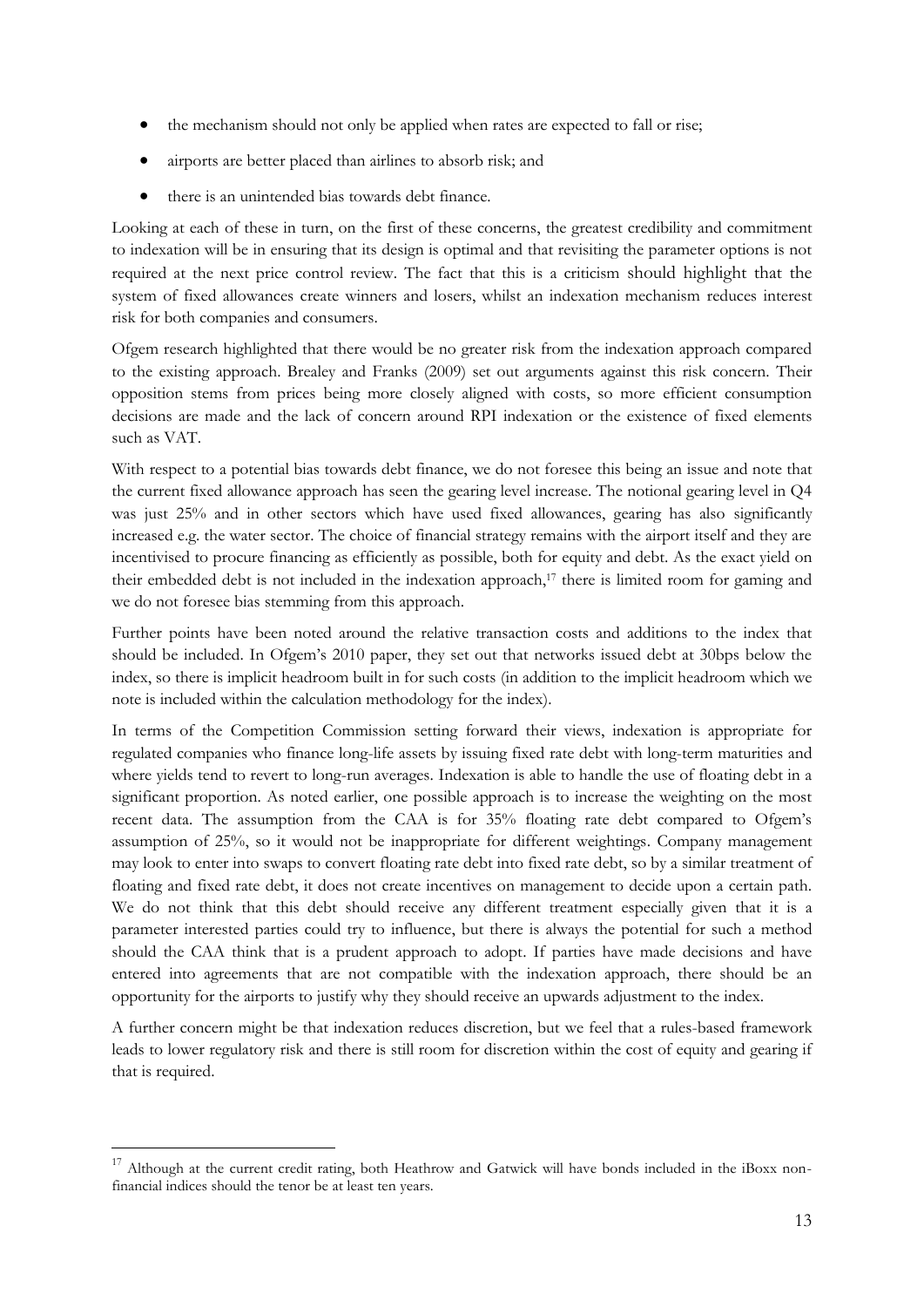- the mechanism should not only be applied when rates are expected to fall or rise;
- airports are better placed than airlines to absorb risk; and
- there is an unintended bias towards debt finance.

Looking at each of these in turn, on the first of these concerns, the greatest credibility and commitment to indexation will be in ensuring that its design is optimal and that revisiting the parameter options is not required at the next price control review. The fact that this is a criticism should highlight that the system of fixed allowances create winners and losers, whilst an indexation mechanism reduces interest risk for both companies and consumers.

Ofgem research highlighted that there would be no greater risk from the indexation approach compared to the existing approach. Brealey and Franks (2009) set out arguments against this risk concern. Their opposition stems from prices being more closely aligned with costs, so more efficient consumption decisions are made and the lack of concern around RPI indexation or the existence of fixed elements such as VAT.

With respect to a potential bias towards debt finance, we do not foresee this being an issue and note that the current fixed allowance approach has seen the gearing level increase. The notional gearing level in Q4 was just 25% and in other sectors which have used fixed allowances, gearing has also significantly increased e.g. the water sector. The choice of financial strategy remains with the airport itself and they are incentivised to procure financing as efficiently as possible, both for equity and debt. As the exact yield on their embedded debt is not included in the indexation approach,[17] there is limited room for gaming and we do not foresee bias stemming from this approach.

Further points have been noted around the relative transaction costs and additions to the index that should be included. In Ofgem's 2010 paper, they set out that networks issued debt at 30bps below the index, so there is implicit headroom built in for such costs (in addition to the implicit headroom which we note is included within the calculation methodology for the index).

In terms of the Competition Commission setting forward their views, indexation is appropriate for regulated companies who finance long-life assets by issuing fixed rate debt with long-term maturities and where yields tend to revert to long-run averages. Indexation is able to handle the use of floating debt in a significant proportion. As noted earlier, one possible approach is to increase the weighting on the most recent data. The assumption from the CAA is for 35% floating rate debt compared to Ofgem's assumption of 25%, so it would not be inappropriate for different weightings. Company management may look to enter into swaps to convert floating rate debt into fixed rate debt, so by a similar treatment of floating and fixed rate debt, it does not create incentives on management to decide upon a certain path. We do not think that this debt should receive any different treatment especially given that it is a parameter interested parties could try to influence, but there is always the potential for such a method should the CAA think that is a prudent approach to adopt. If parties have made decisions and have entered into agreements that are not compatible with the indexation approach, there should be an opportunity for the airports to justify why they should receive an upwards adjustment to the index.

A further concern might be that indexation reduces discretion, but we feel that a rules-based framework leads to lower regulatory risk and there is still room for discretion within the cost of equity and gearing if that is required.

---

[17] Although at the current credit rating, both Heathrow and Gatwick will have bonds included in the iBoxx non-financial indices should the tenor be at least ten years.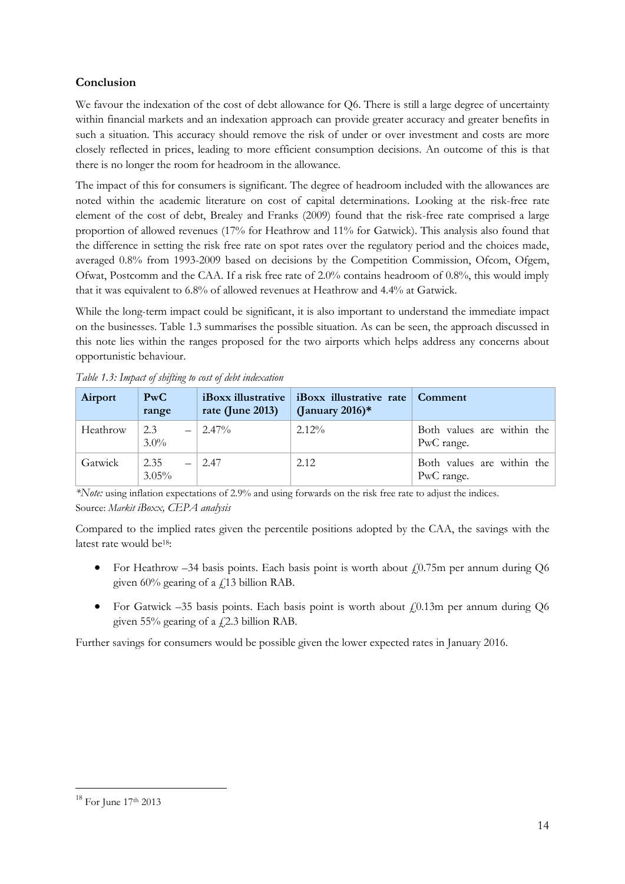## Conclusion

We favour the indexation of the cost of debt allowance for Q6. There is still a large degree of uncertainty within financial markets and an indexation approach can provide greater accuracy and greater benefits in such a situation. This accuracy should remove the risk of under or over investment and costs are more closely reflected in prices, leading to more efficient consumption decisions. An outcome of this is that there is no longer the room for headroom in the allowance.

The impact of this for consumers is significant. The degree of headroom included with the allowances are noted within the academic literature on cost of capital determinations. Looking at the risk-free rate element of the cost of debt, Brealey and Franks (2009) found that the risk-free rate comprised a large proportion of allowed revenues (17% for Heathrow and 11% for Gatwick). This analysis also found that the difference in setting the risk free rate on spot rates over the regulatory period and the choices made, averaged 0.8% from 1993-2009 based on decisions by the Competition Commission, Ofcom, Ofgem, Ofwat, Postcomm and the CAA. If a risk free rate of 2.0% contains headroom of 0.8%, this would imply that it was equivalent to 6.8% of allowed revenues at Heathrow and 4.4% at Gatwick.

While the long-term impact could be significant, it is also important to understand the immediate impact on the businesses. Table 1.3 summarises the possible situation. As can be seen, the approach discussed in this note lies within the ranges proposed for the two airports which helps address any concerns about opportunistic behaviour.

*Table 1.3: Impact of shifting to cost of debt indexation*

| Airport | PwC range | iBoxx illustrative rate (June 2013) | iBoxx illustrative rate (January 2016)* | Comment |
|---|---|---|---|---|
| Heathrow | 2.3 – 3.0% | 2.47% | 2.12% | Both values are within the PwC range. |
| Gatwick | 2.35 – 3.05% | 2.47 | 2.12 | Both values are within the PwC range. |

*\*Note:* using inflation expectations of 2.9% and using forwards on the risk free rate to adjust the indices.

Source: *Markit iBoxx, CEPA analysis*

Compared to the implied rates given the percentile positions adopted by the CAA, the savings with the latest rate would be[18]:

- For Heathrow –34 basis points. Each basis point is worth about £0.75m per annum during Q6 given 60% gearing of a £13 billion RAB.
- For Gatwick –35 basis points. Each basis point is worth about £0.13m per annum during Q6 given 55% gearing of a £2.3 billion RAB.

Further savings for consumers would be possible given the lower expected rates in January 2016.

[18] For June 17th 2013